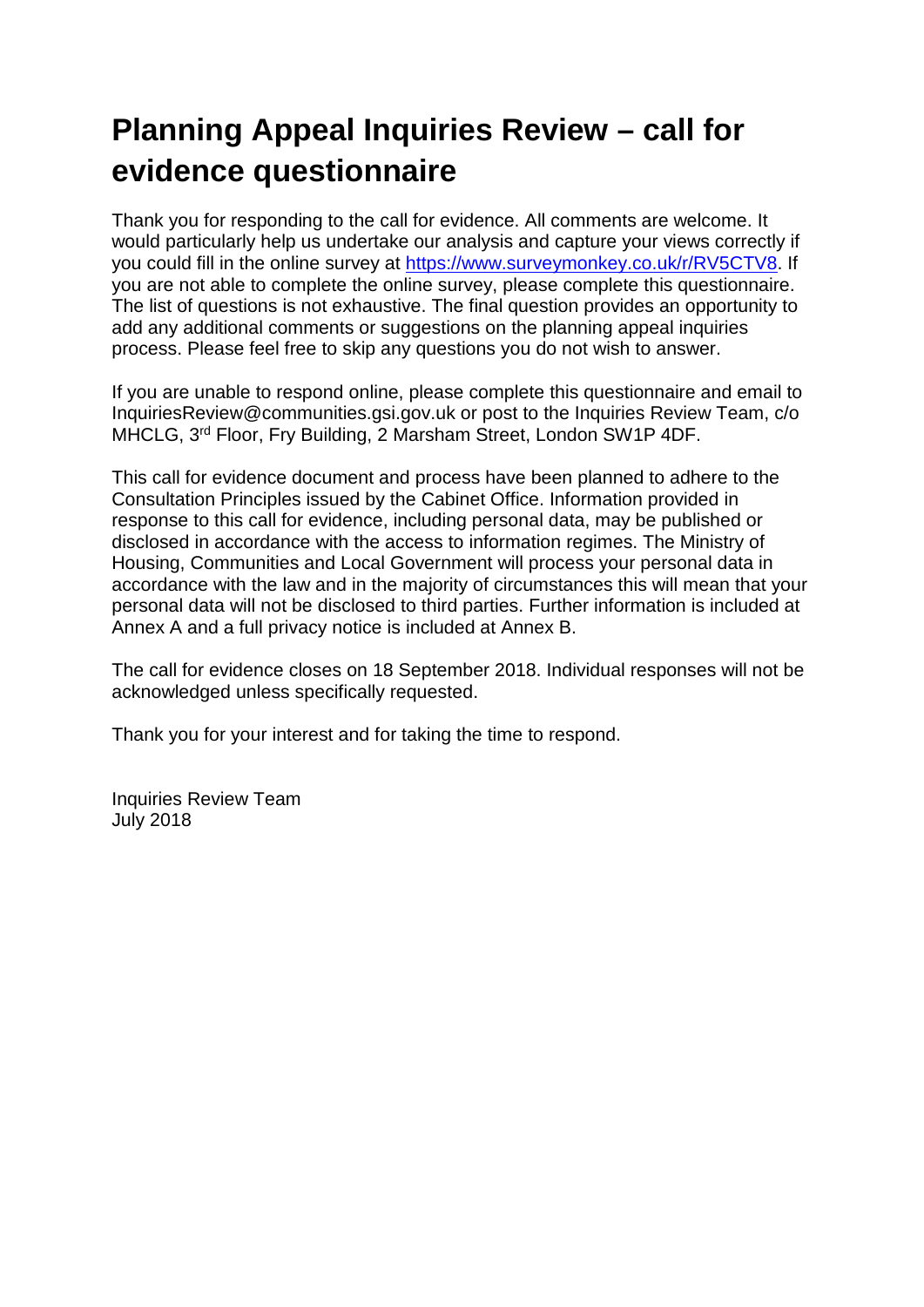# Planning Appeal Inquiries Review – call for evidence questionnaire

Thank you for responding to the call for evidence. All comments are welcome. It would particularly help us undertake our analysis and capture your views correctly if you could fill in the online survey at [https://www.surveymonkey.co.uk/r/RV5CTV8](https://www.surveymonkey.co.uk/r/RV5CTV8). If you are not able to complete the online survey, please complete this questionnaire. The list of questions is not exhaustive. The final question provides an opportunity to add any additional comments or suggestions on the planning appeal inquiries process. Please feel free to skip any questions you do not wish to answer.

If you are unable to respond online, please complete this questionnaire and email to InquiriesReview@communities.gsi.gov.uk or post to the Inquiries Review Team, c/o MHCLG, 3rd Floor, Fry Building, 2 Marsham Street, London SW1P 4DF.

This call for evidence document and process have been planned to adhere to the Consultation Principles issued by the Cabinet Office. Information provided in response to this call for evidence, including personal data, may be published or disclosed in accordance with the access to information regimes. The Ministry of Housing, Communities and Local Government will process your personal data in accordance with the law and in the majority of circumstances this will mean that your personal data will not be disclosed to third parties. Further information is included at Annex A and a full privacy notice is included at Annex B.

The call for evidence closes on 18 September 2018. Individual responses will not be acknowledged unless specifically requested.

Thank you for your interest and for taking the time to respond.

Inquiries Review Team
July 2018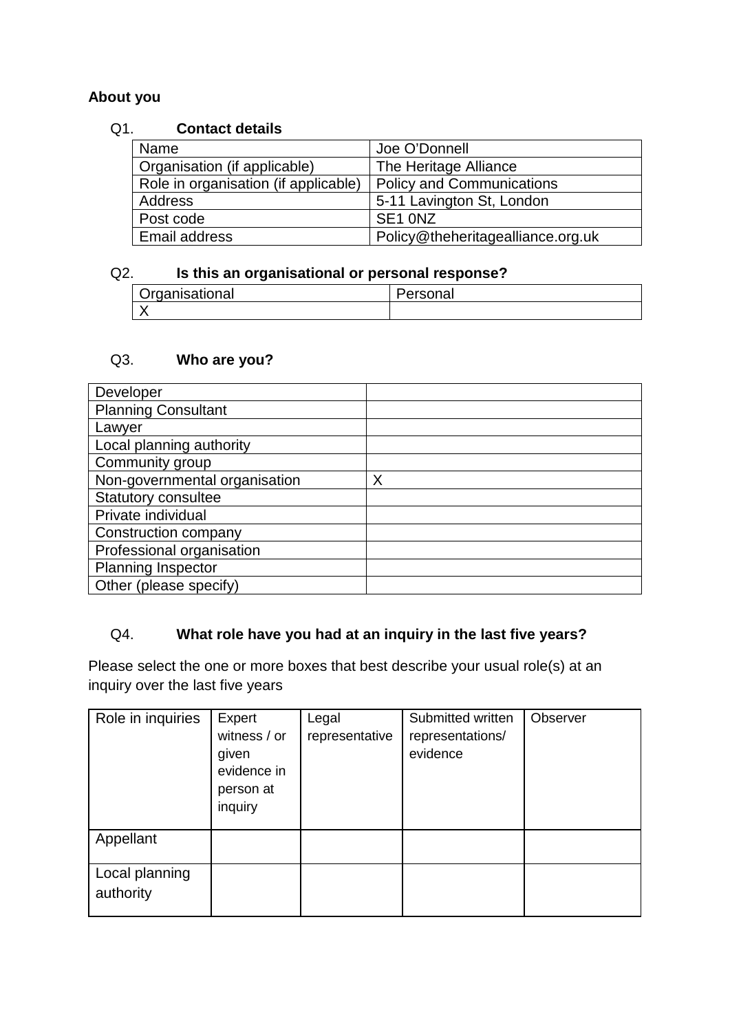**About you**

Q1. **Contact details**

| Name | Joe O'Donnell |
|---|---|
| Organisation (if applicable) | The Heritage Alliance |
| Role in organisation (if applicable) | Policy and Communications |
| Address | 5-11 Lavington St, London |
| Post code | SE1 0NZ |
| Email address | Policy@theheritagealliance.org.uk |

Q2. **Is this an organisational or personal response?**

| Organisational | Personal |
|---|---|
| X | |

Q3. **Who are you?**

| | |
|---|---|
| Developer | |
| Planning Consultant | |
| Lawyer | |
| Local planning authority | |
| Community group | |
| Non-governmental organisation | X |
| Statutory consultee | |
| Private individual | |
| Construction company | |
| Professional organisation | |
| Planning Inspector | |
| Other (please specify) | |

Q4. **What role have you had at an inquiry in the last five years?**

Please select the one or more boxes that best describe your usual role(s) at an inquiry over the last five years

| Role in inquiries | Expert witness / or given evidence in person at inquiry | Legal representative | Submitted written representations/ evidence | Observer |
|---|---|---|---|---|
| Appellant | | | | |
| Local planning authority | | | | |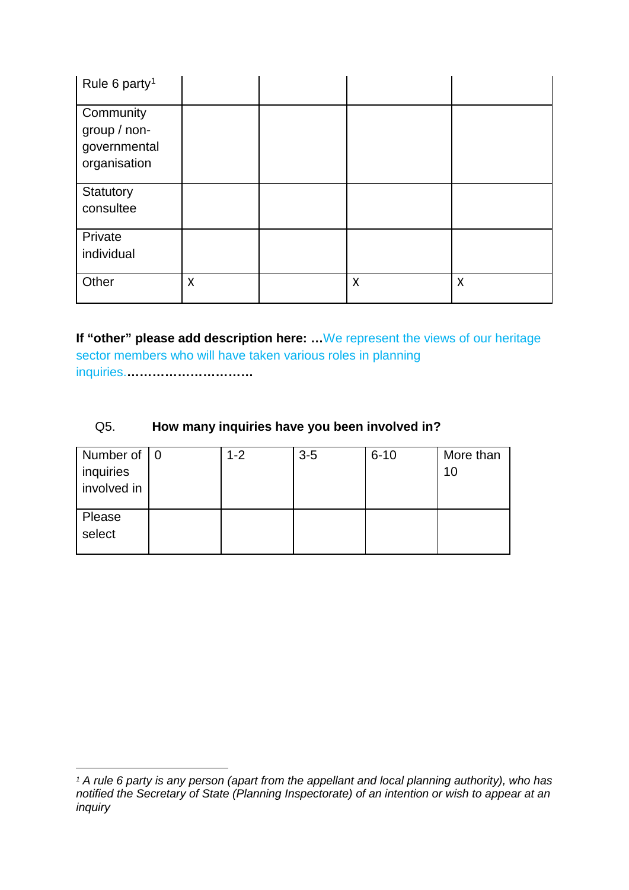| | | | | |
|---|---|---|---|---|
| Rule 6 party[1] | | | | |
| Community group / non-governmental organisation | | | | |
| Statutory consultee | | | | |
| Private individual | | | | |
| Other | X | | X | X |

**If "other" please add description here: …**We represent the views of our heritage sector members who will have taken various roles in planning inquiries.**…………………………**

Q5. **How many inquiries have you been involved in?**

| Number of inquiries involved in | 0 | 1-2 | 3-5 | 6-10 | More than 10 |
|---|---|---|---|---|---|
| Please select | | | | | |

[1] *A rule 6 party is any person (apart from the appellant and local planning authority), who has notified the Secretary of State (Planning Inspectorate) of an intention or wish to appear at an inquiry*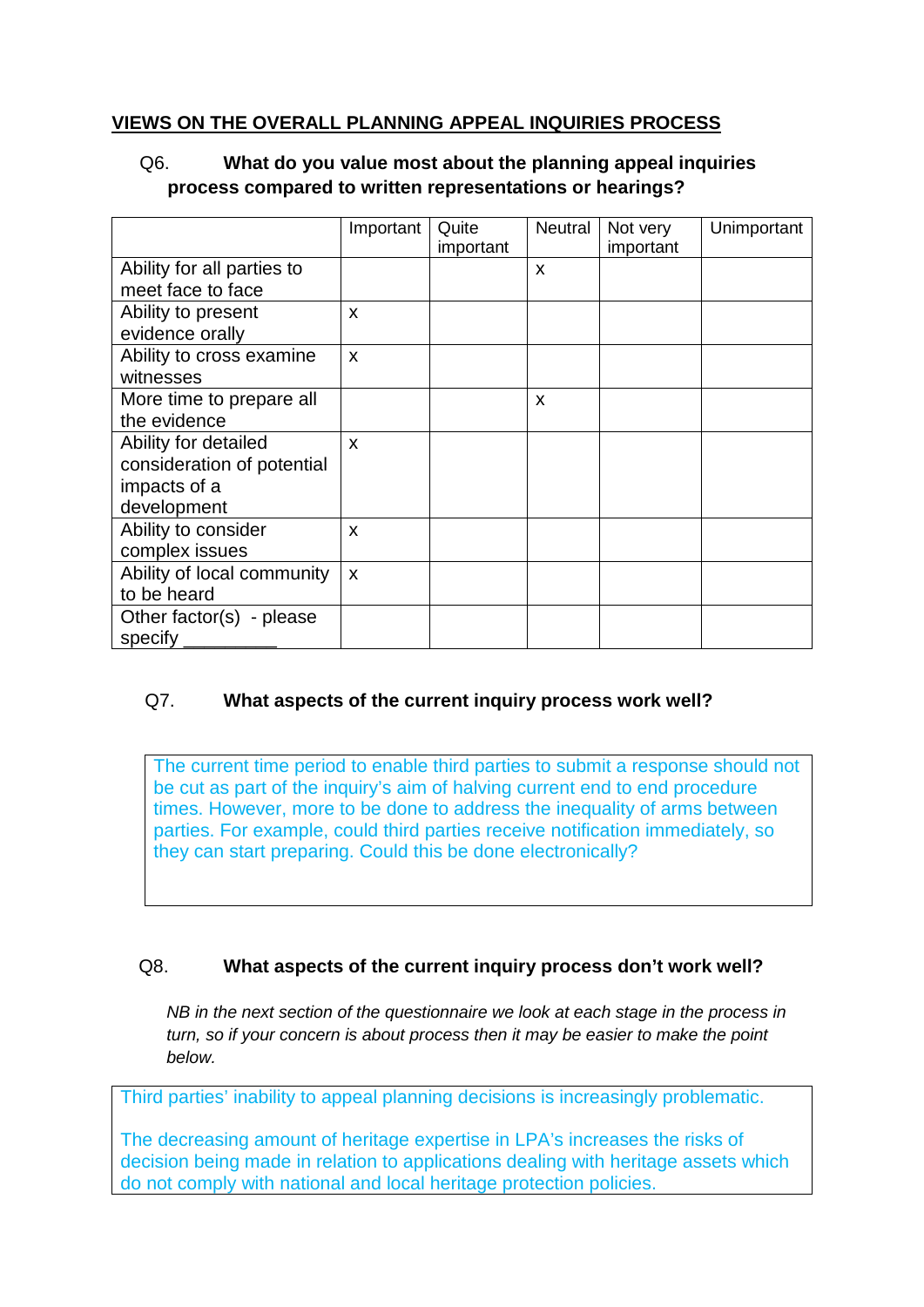## VIEWS ON THE OVERALL PLANNING APPEAL INQUIRIES PROCESS

**Q6. What do you value most about the planning appeal inquiries process compared to written representations or hearings?**

| | Important | Quite important | Neutral | Not very important | Unimportant |
|---|---|---|---|---|---|
| Ability for all parties to meet face to face | | | x | | |
| Ability to present evidence orally | x | | | | |
| Ability to cross examine witnesses | x | | | | |
| More time to prepare all the evidence | | | x | | |
| Ability for detailed consideration of potential impacts of a development | x | | | | |
| Ability to consider complex issues | x | | | | |
| Ability of local community to be heard | x | | | | |
| Other factor(s) - please specify _________ | | | | | |

**Q7. What aspects of the current inquiry process work well?**

The current time period to enable third parties to submit a response should not be cut as part of the inquiry's aim of halving current end to end procedure times. However, more to be done to address the inequality of arms between parties. For example, could third parties receive notification immediately, so they can start preparing. Could this be done electronically?

**Q8. What aspects of the current inquiry process don't work well?**

*NB in the next section of the questionnaire we look at each stage in the process in turn, so if your concern is about process then it may be easier to make the point below.*

Third parties' inability to appeal planning decisions is increasingly problematic.

The decreasing amount of heritage expertise in LPA's increases the risks of decision being made in relation to applications dealing with heritage assets which do not comply with national and local heritage protection policies.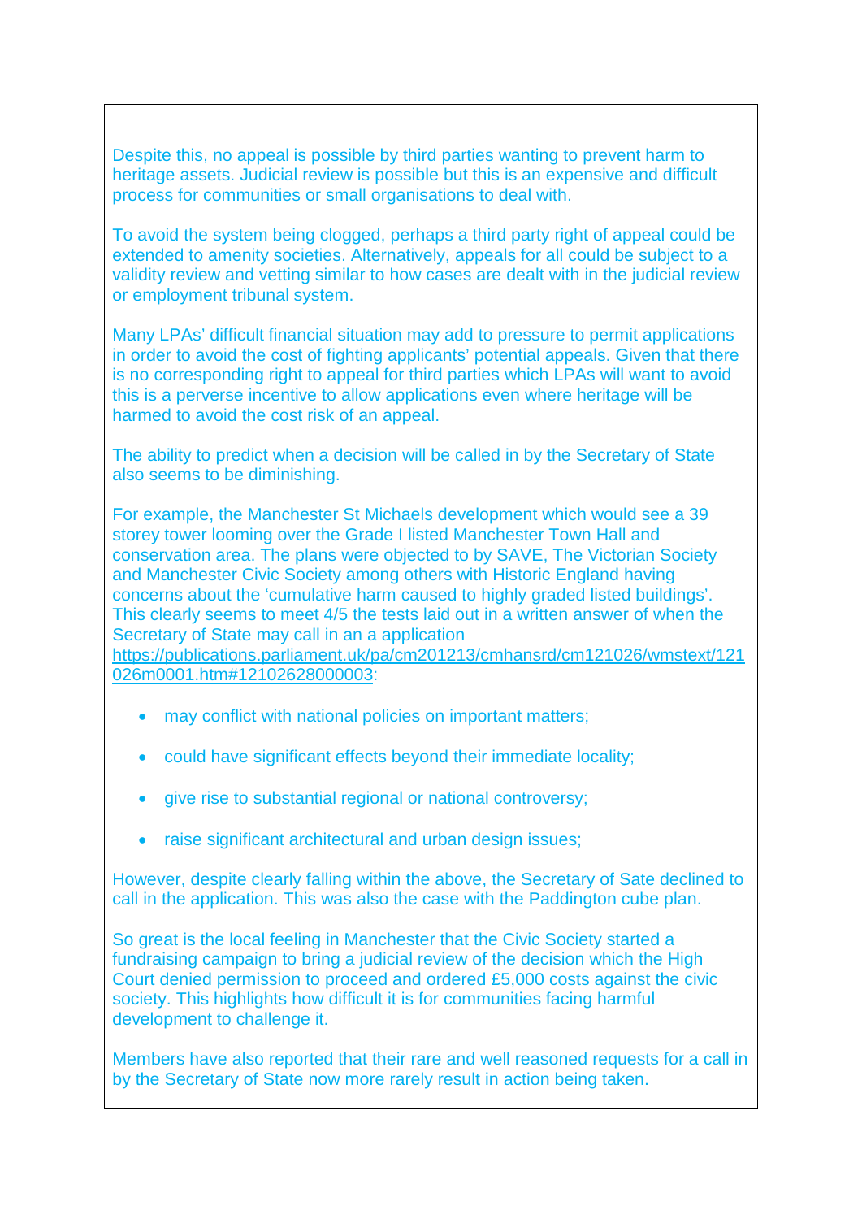Despite this, no appeal is possible by third parties wanting to prevent harm to heritage assets. Judicial review is possible but this is an expensive and difficult process for communities or small organisations to deal with.

To avoid the system being clogged, perhaps a third party right of appeal could be extended to amenity societies. Alternatively, appeals for all could be subject to a validity review and vetting similar to how cases are dealt with in the judicial review or employment tribunal system.

Many LPAs' difficult financial situation may add to pressure to permit applications in order to avoid the cost of fighting applicants' potential appeals. Given that there is no corresponding right to appeal for third parties which LPAs will want to avoid this is a perverse incentive to allow applications even where heritage will be harmed to avoid the cost risk of an appeal.

The ability to predict when a decision will be called in by the Secretary of State also seems to be diminishing.

For example, the Manchester St Michaels development which would see a 39 storey tower looming over the Grade I listed Manchester Town Hall and conservation area. The plans were objected to by SAVE, The Victorian Society and Manchester Civic Society among others with Historic England having concerns about the 'cumulative harm caused to highly graded listed buildings'. This clearly seems to meet 4/5 the tests laid out in a written answer of when the Secretary of State may call in an a application [https://publications.parliament.uk/pa/cm201213/cmhansrd/cm121026/wmstext/121026m0001.htm#12102628000003](https://publications.parliament.uk/pa/cm201213/cmhansrd/cm121026/wmstext/121026m0001.htm#12102628000003):

- may conflict with national policies on important matters;
- could have significant effects beyond their immediate locality;
- give rise to substantial regional or national controversy;
- raise significant architectural and urban design issues;

However, despite clearly falling within the above, the Secretary of Sate declined to call in the application. This was also the case with the Paddington cube plan.

So great is the local feeling in Manchester that the Civic Society started a fundraising campaign to bring a judicial review of the decision which the High Court denied permission to proceed and ordered £5,000 costs against the civic society. This highlights how difficult it is for communities facing harmful development to challenge it.

Members have also reported that their rare and well reasoned requests for a call in by the Secretary of State now more rarely result in action being taken.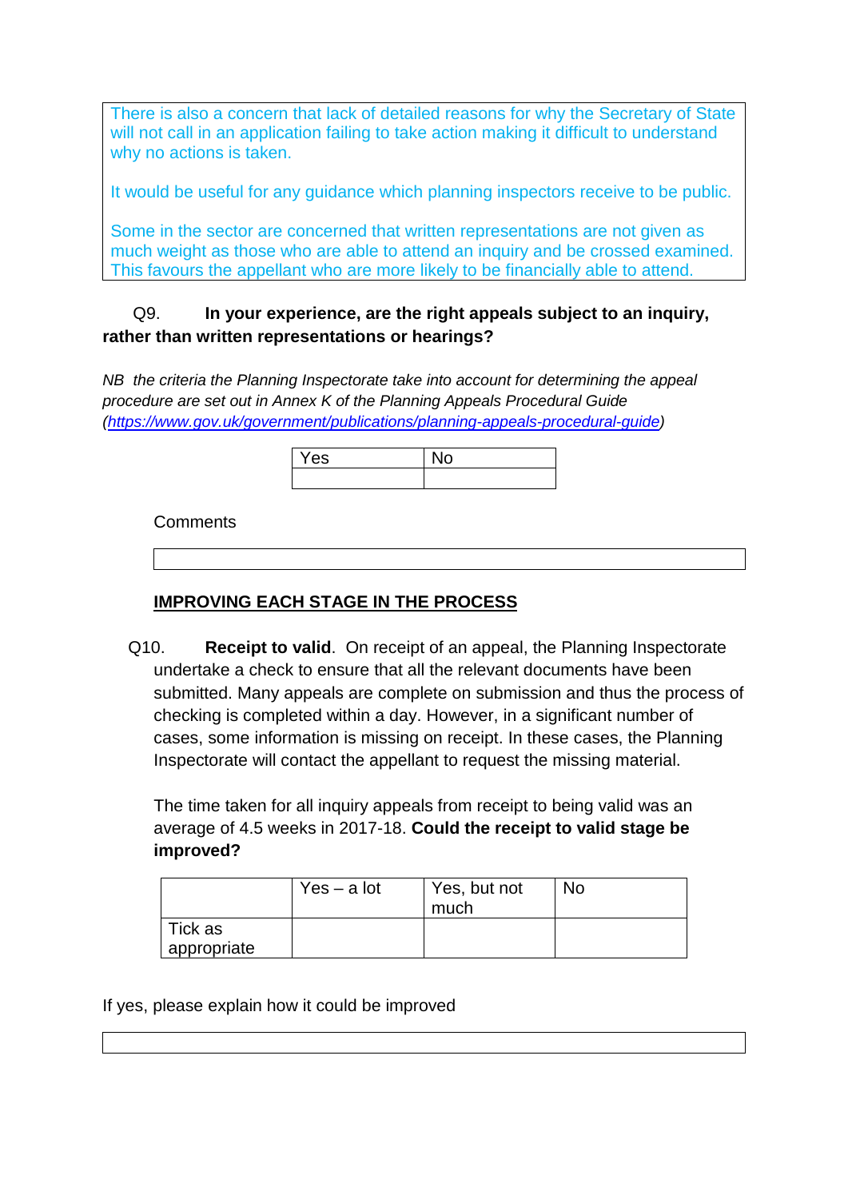There is also a concern that lack of detailed reasons for why the Secretary of State will not call in an application failing to take action making it difficult to understand why no actions is taken.

It would be useful for any guidance which planning inspectors receive to be public.

Some in the sector are concerned that written representations are not given as much weight as those who are able to attend an inquiry and be crossed examined. This favours the appellant who are more likely to be financially able to attend.

Q9. **In your experience, are the right appeals subject to an inquiry, rather than written representations or hearings?**

*NB the criteria the Planning Inspectorate take into account for determining the appeal procedure are set out in Annex K of the Planning Appeals Procedural Guide (https://www.gov.uk/government/publications/planning-appeals-procedural-guide)*

| Yes | No |
|---|---|
| | |

Comments

| |
|---|

## IMPROVING EACH STAGE IN THE PROCESS

Q10. **Receipt to valid**. On receipt of an appeal, the Planning Inspectorate undertake a check to ensure that all the relevant documents have been submitted. Many appeals are complete on submission and thus the process of checking is completed within a day. However, in a significant number of cases, some information is missing on receipt. In these cases, the Planning Inspectorate will contact the appellant to request the missing material.

The time taken for all inquiry appeals from receipt to being valid was an average of 4.5 weeks in 2017-18. **Could the receipt to valid stage be improved?**

| | Yes – a lot | Yes, but not much | No |
|---|---|---|---|
| Tick as appropriate | | | |

If yes, please explain how it could be improved

| |
|---|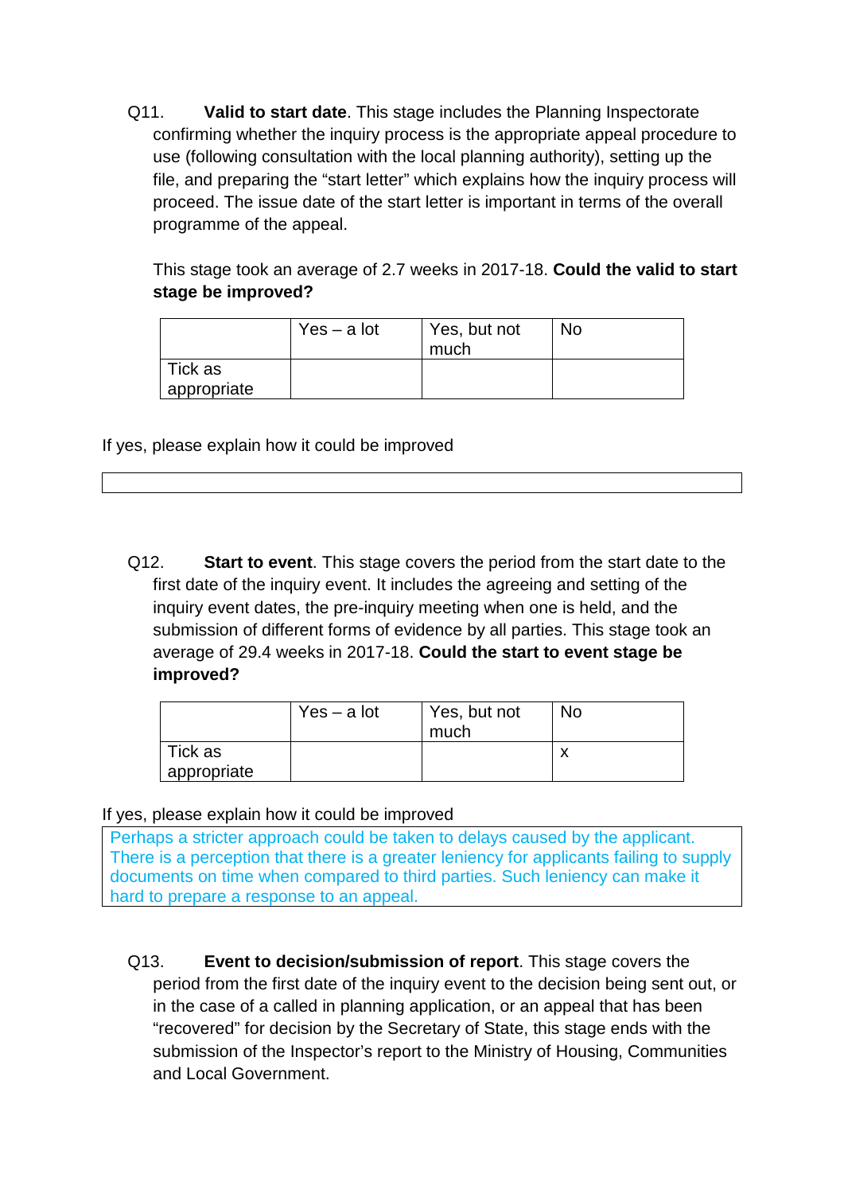Q11. **Valid to start date**. This stage includes the Planning Inspectorate confirming whether the inquiry process is the appropriate appeal procedure to use (following consultation with the local planning authority), setting up the file, and preparing the "start letter" which explains how the inquiry process will proceed. The issue date of the start letter is important in terms of the overall programme of the appeal.

This stage took an average of 2.7 weeks in 2017-18. **Could the valid to start stage be improved?**

| | Yes – a lot | Yes, but not much | No |
|---|---|---|---|
| Tick as appropriate | | | |

If yes, please explain how it could be improved

Q12. **Start to event**. This stage covers the period from the start date to the first date of the inquiry event. It includes the agreeing and setting of the inquiry event dates, the pre-inquiry meeting when one is held, and the submission of different forms of evidence by all parties. This stage took an average of 29.4 weeks in 2017-18. **Could the start to event stage be improved?**

| | Yes – a lot | Yes, but not much | No |
|---|---|---|---|
| Tick as appropriate | | | x |

If yes, please explain how it could be improved

Perhaps a stricter approach could be taken to delays caused by the applicant. There is a perception that there is a greater leniency for applicants failing to supply documents on time when compared to third parties. Such leniency can make it hard to prepare a response to an appeal.

Q13. **Event to decision/submission of report**. This stage covers the period from the first date of the inquiry event to the decision being sent out, or in the case of a called in planning application, or an appeal that has been "recovered" for decision by the Secretary of State, this stage ends with the submission of the Inspector's report to the Ministry of Housing, Communities and Local Government.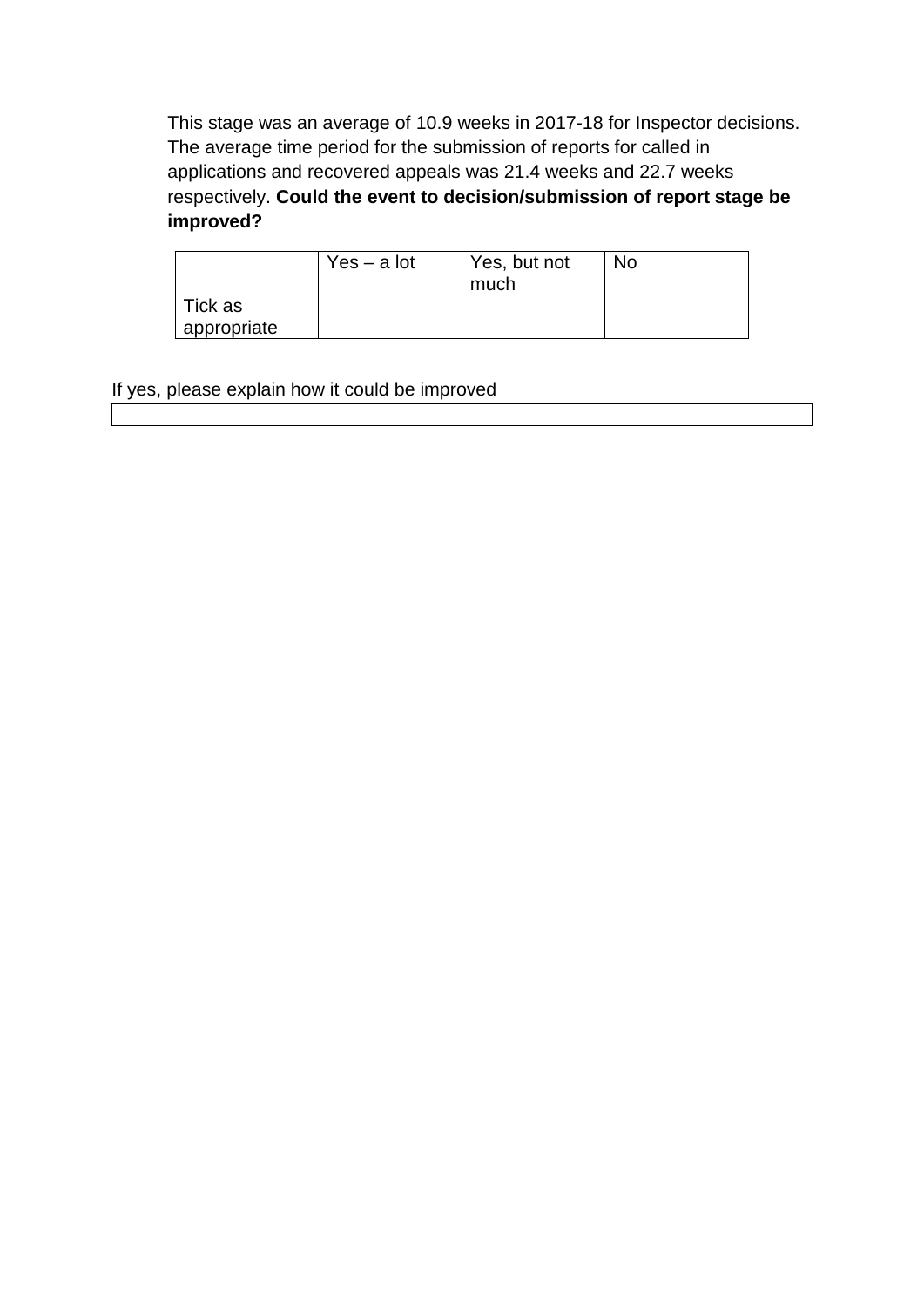This stage was an average of 10.9 weeks in 2017-18 for Inspector decisions. The average time period for the submission of reports for called in applications and recovered appeals was 21.4 weeks and 22.7 weeks respectively. **Could the event to decision/submission of report stage be improved?**

| | Yes – a lot | Yes, but not much | No |
|---|---|---|---|
| Tick as appropriate | | | |

If yes, please explain how it could be improved

| |
|---|
| |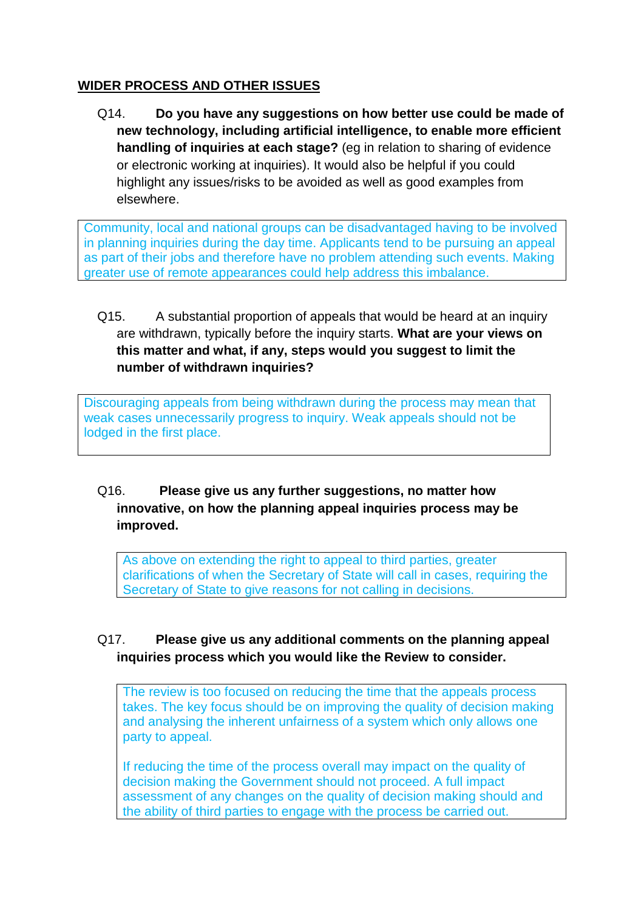**WIDER PROCESS AND OTHER ISSUES**

Q14. **Do you have any suggestions on how better use could be made of new technology, including artificial intelligence, to enable more efficient handling of inquiries at each stage?** (eg in relation to sharing of evidence or electronic working at inquiries). It would also be helpful if you could highlight any issues/risks to be avoided as well as good examples from elsewhere.

> Community, local and national groups can be disadvantaged having to be involved in planning inquiries during the day time. Applicants tend to be pursuing an appeal as part of their jobs and therefore have no problem attending such events. Making greater use of remote appearances could help address this imbalance.

Q15. A substantial proportion of appeals that would be heard at an inquiry are withdrawn, typically before the inquiry starts. **What are your views on this matter and what, if any, steps would you suggest to limit the number of withdrawn inquiries?**

> Discouraging appeals from being withdrawn during the process may mean that weak cases unnecessarily progress to inquiry. Weak appeals should not be lodged in the first place.

Q16. **Please give us any further suggestions, no matter how innovative, on how the planning appeal inquiries process may be improved.**

> As above on extending the right to appeal to third parties, greater clarifications of when the Secretary of State will call in cases, requiring the Secretary of State to give reasons for not calling in decisions.

Q17. **Please give us any additional comments on the planning appeal inquiries process which you would like the Review to consider.**

> The review is too focused on reducing the time that the appeals process takes. The key focus should be on improving the quality of decision making and analysing the inherent unfairness of a system which only allows one party to appeal.
>
> If reducing the time of the process overall may impact on the quality of decision making the Government should not proceed. A full impact assessment of any changes on the quality of decision making should and the ability of third parties to engage with the process be carried out.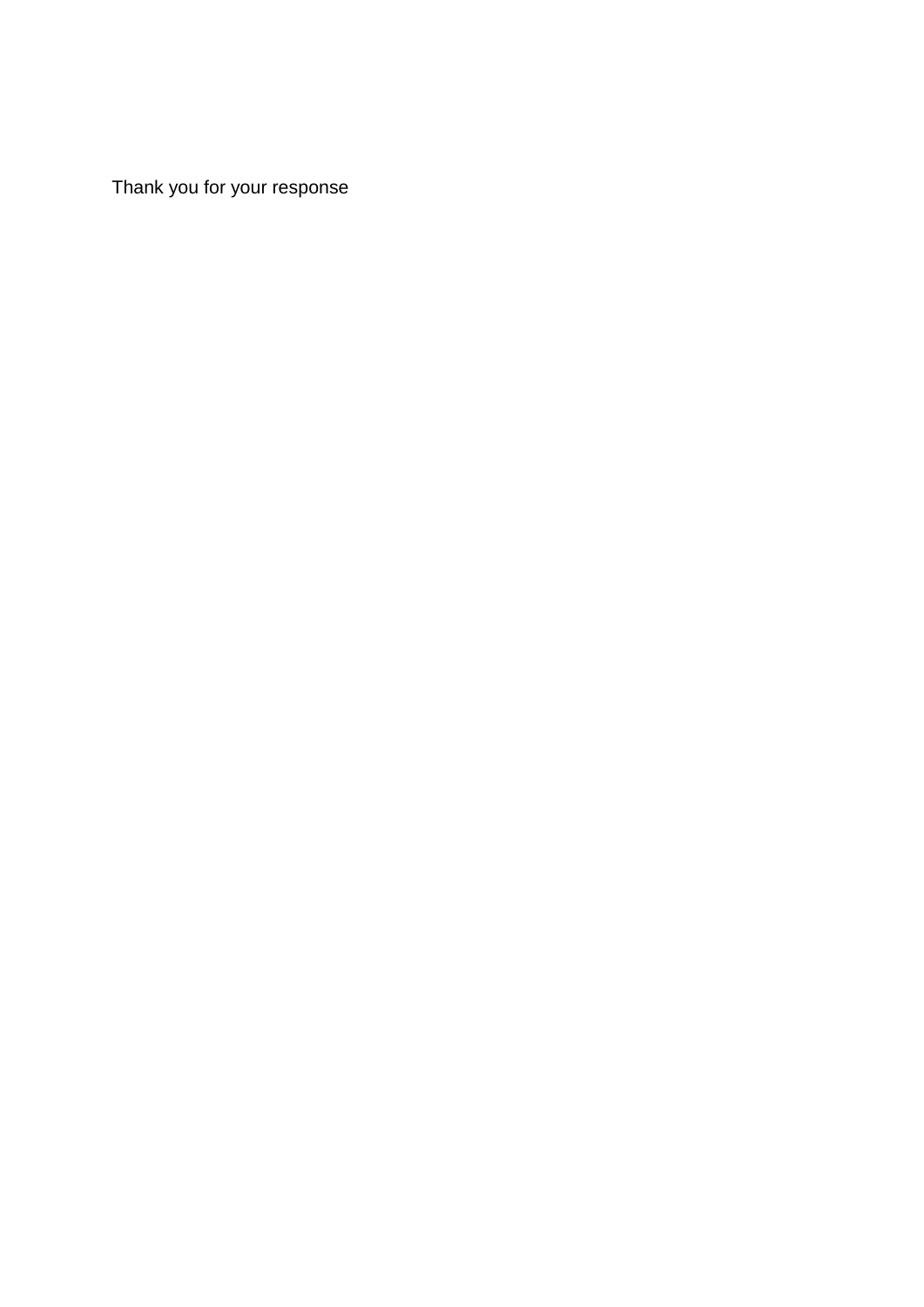Thank you for your response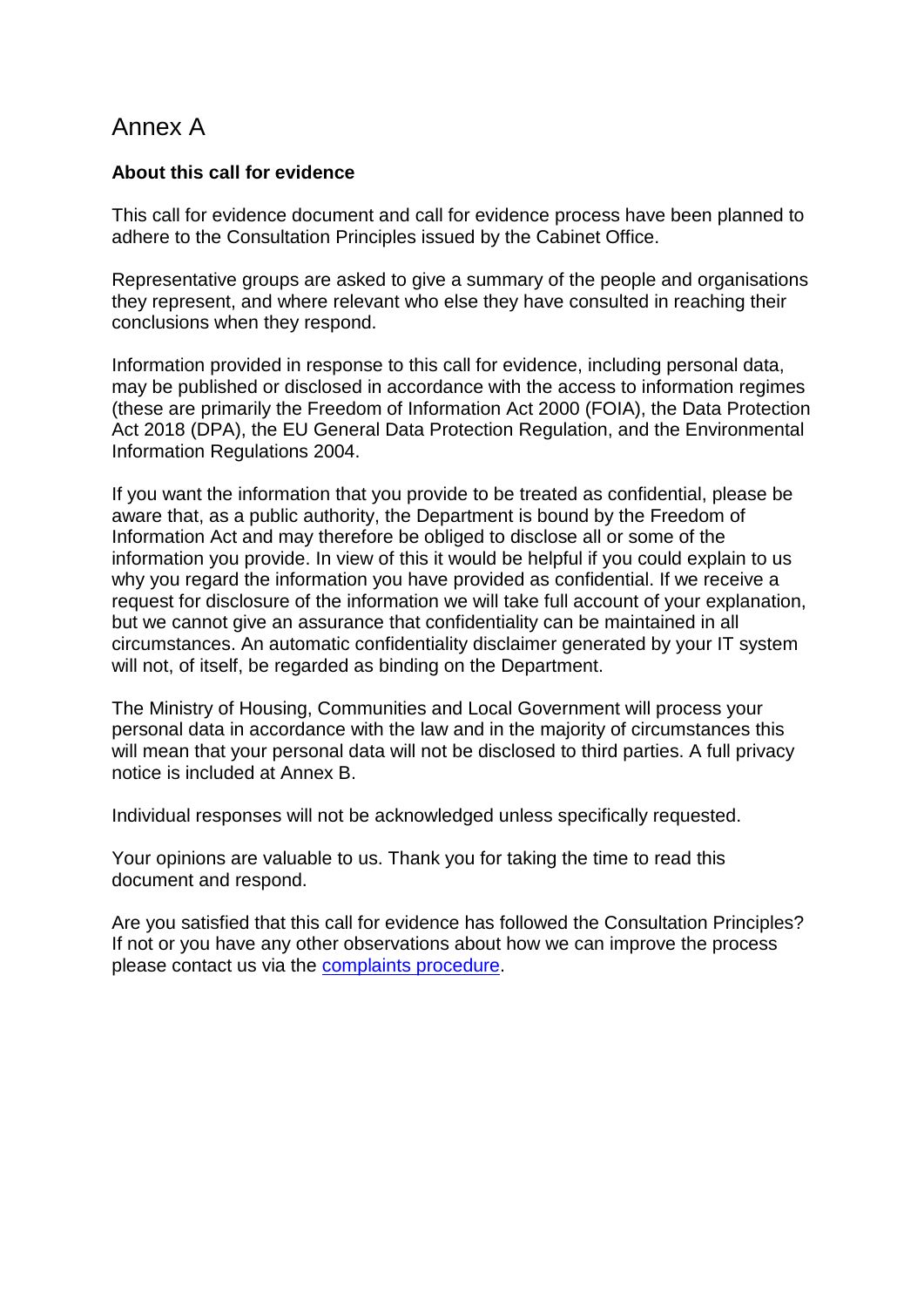# Annex A

**About this call for evidence**

This call for evidence document and call for evidence process have been planned to adhere to the Consultation Principles issued by the Cabinet Office.

Representative groups are asked to give a summary of the people and organisations they represent, and where relevant who else they have consulted in reaching their conclusions when they respond.

Information provided in response to this call for evidence, including personal data, may be published or disclosed in accordance with the access to information regimes (these are primarily the Freedom of Information Act 2000 (FOIA), the Data Protection Act 2018 (DPA), the EU General Data Protection Regulation, and the Environmental Information Regulations 2004.

If you want the information that you provide to be treated as confidential, please be aware that, as a public authority, the Department is bound by the Freedom of Information Act and may therefore be obliged to disclose all or some of the information you provide. In view of this it would be helpful if you could explain to us why you regard the information you have provided as confidential. If we receive a request for disclosure of the information we will take full account of your explanation, but we cannot give an assurance that confidentiality can be maintained in all circumstances. An automatic confidentiality disclaimer generated by your IT system will not, of itself, be regarded as binding on the Department.

The Ministry of Housing, Communities and Local Government will process your personal data in accordance with the law and in the majority of circumstances this will mean that your personal data will not be disclosed to third parties. A full privacy notice is included at Annex B.

Individual responses will not be acknowledged unless specifically requested.

Your opinions are valuable to us. Thank you for taking the time to read this document and respond.

Are you satisfied that this call for evidence has followed the Consultation Principles? If not or you have any other observations about how we can improve the process please contact us via the complaints procedure.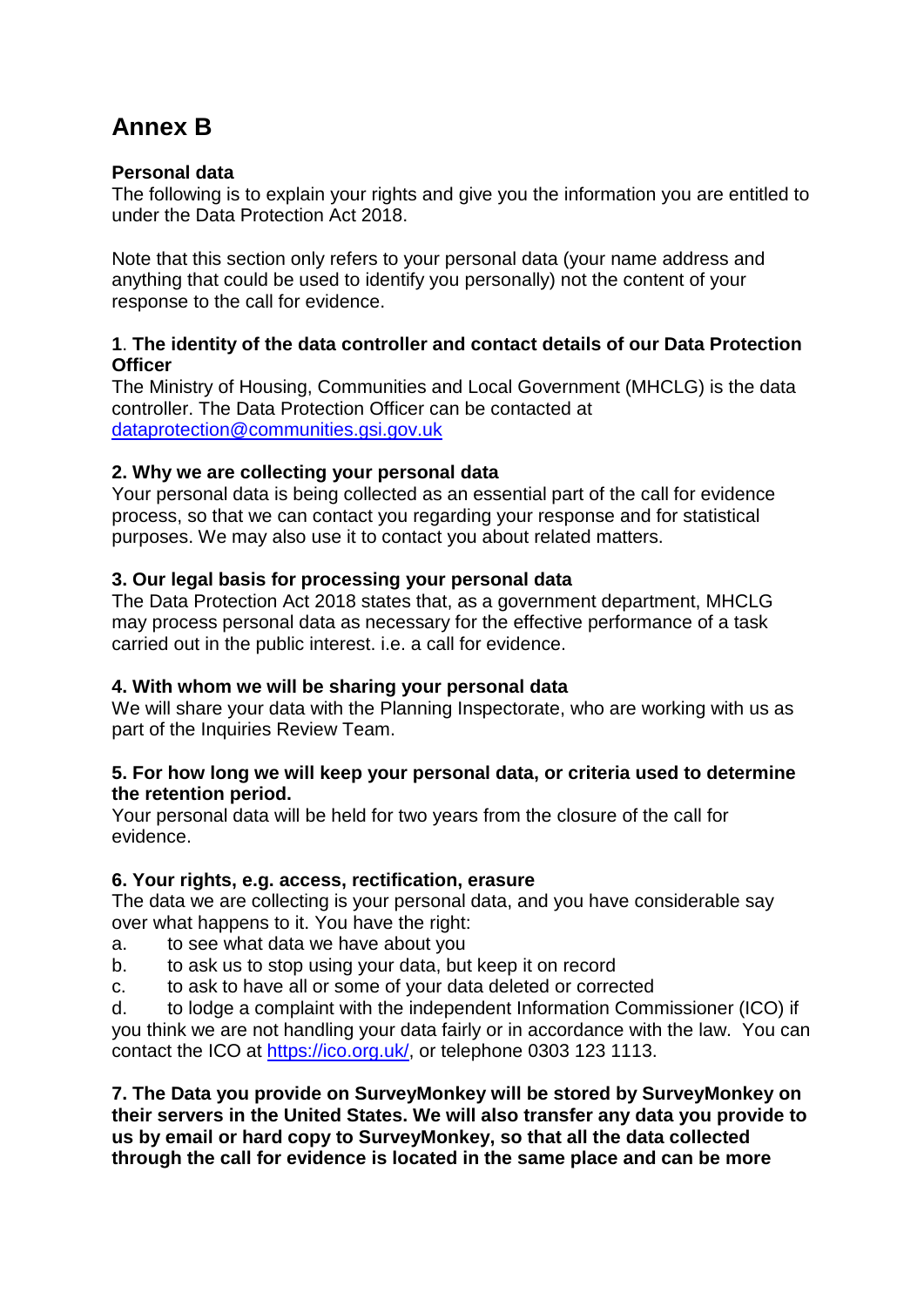# Annex B

**Personal data**

The following is to explain your rights and give you the information you are entitled to under the Data Protection Act 2018.

Note that this section only refers to your personal data (your name address and anything that could be used to identify you personally) not the content of your response to the call for evidence.

**1**. **The identity of the data controller and contact details of our Data Protection Officer**

The Ministry of Housing, Communities and Local Government (MHCLG) is the data controller. The Data Protection Officer can be contacted at [dataprotection@communities.gsi.gov.uk](mailto:dataprotection@communities.gsi.gov.uk)

**2. Why we are collecting your personal data**

Your personal data is being collected as an essential part of the call for evidence process, so that we can contact you regarding your response and for statistical purposes. We may also use it to contact you about related matters.

**3. Our legal basis for processing your personal data**

The Data Protection Act 2018 states that, as a government department, MHCLG may process personal data as necessary for the effective performance of a task carried out in the public interest. i.e. a call for evidence.

**4. With whom we will be sharing your personal data**

We will share your data with the Planning Inspectorate, who are working with us as part of the Inquiries Review Team.

**5. For how long we will keep your personal data, or criteria used to determine the retention period.**

Your personal data will be held for two years from the closure of the call for evidence.

**6. Your rights, e.g. access, rectification, erasure**

The data we are collecting is your personal data, and you have considerable say over what happens to it. You have the right:

a. to see what data we have about you
b. to ask us to stop using your data, but keep it on record
c. to ask to have all or some of your data deleted or corrected
d. to lodge a complaint with the independent Information Commissioner (ICO) if you think we are not handling your data fairly or in accordance with the law. You can contact the ICO at [https://ico.org.uk/](https://ico.org.uk/), or telephone 0303 123 1113.

**7. The Data you provide on SurveyMonkey will be stored by SurveyMonkey on their servers in the United States. We will also transfer any data you provide to us by email or hard copy to SurveyMonkey, so that all the data collected through the call for evidence is located in the same place and can be more**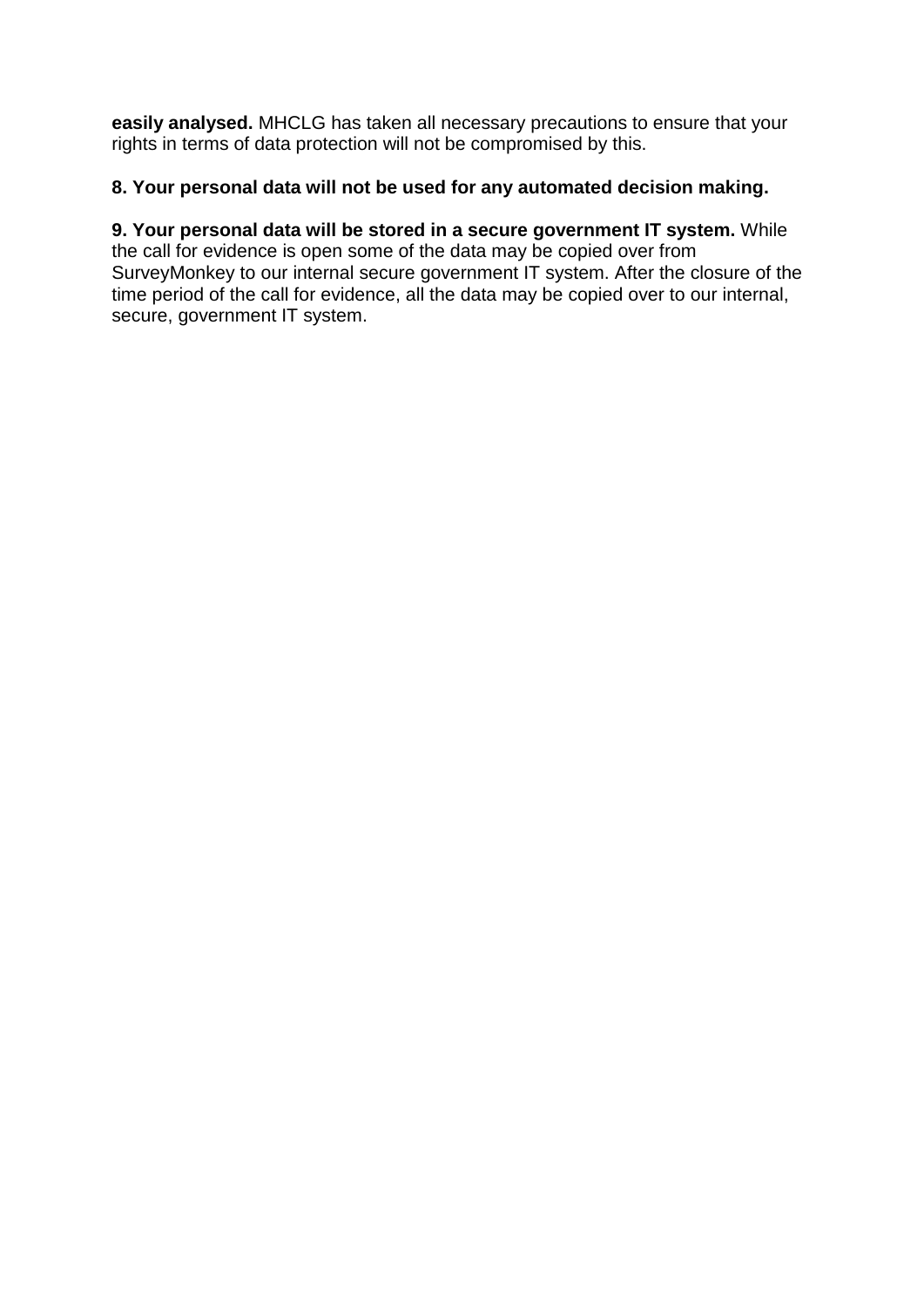**easily analysed.** MHCLG has taken all necessary precautions to ensure that your rights in terms of data protection will not be compromised by this.

**8. Your personal data will not be used for any automated decision making.**

**9. Your personal data will be stored in a secure government IT system.** While the call for evidence is open some of the data may be copied over from SurveyMonkey to our internal secure government IT system. After the closure of the time period of the call for evidence, all the data may be copied over to our internal, secure, government IT system.